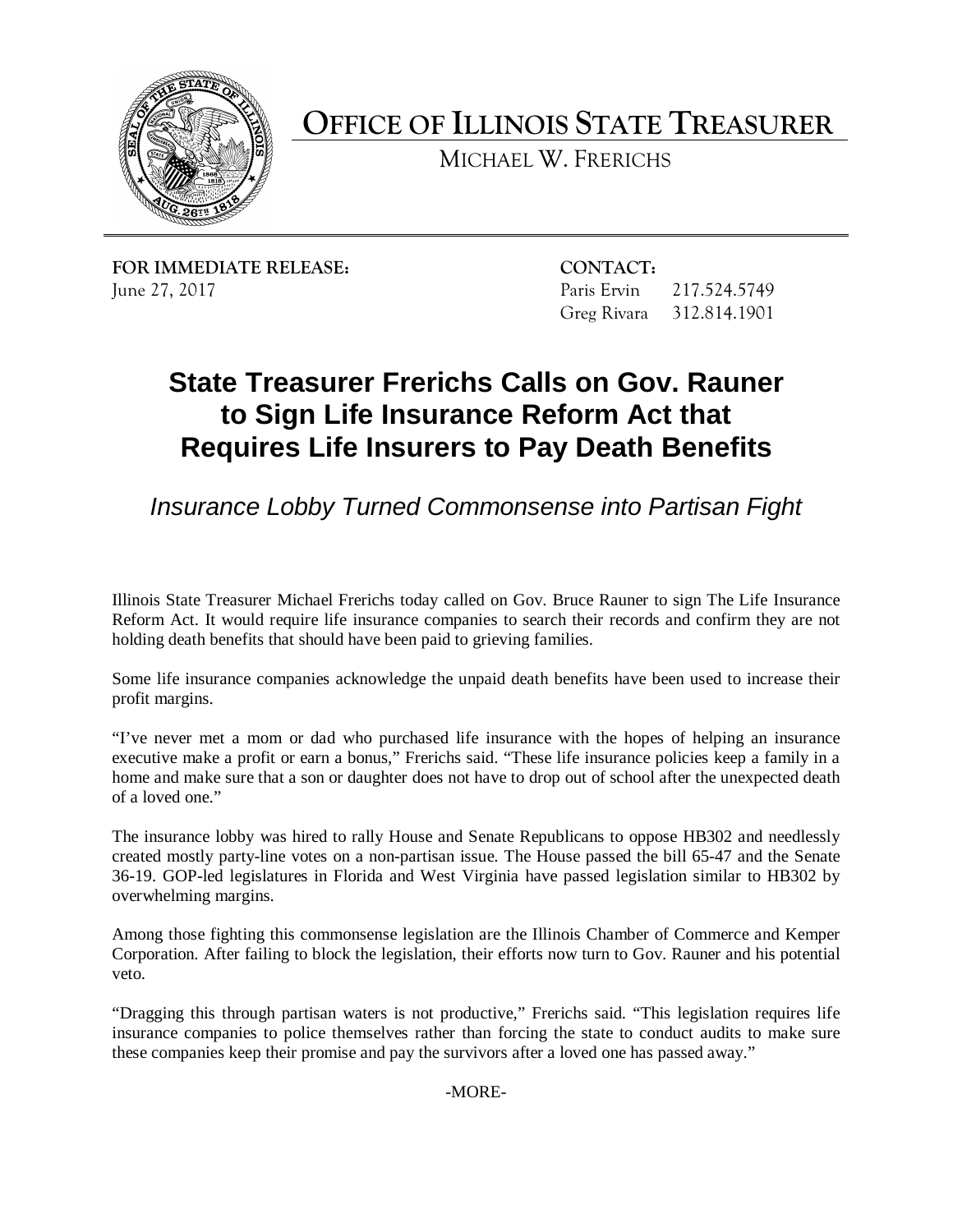# OFFICE OF ILLINOIS STATE TREASURER

MICHAEL W. FRERICHS

**FOR IMMEDIATE RELEASE:**
June 27, 2017

**CONTACT:**
Paris Ervin 217.524.5749
Greg Rivara 312.814.1901

## State Treasurer Frerichs Calls on Gov. Rauner to Sign Life Insurance Reform Act that Requires Life Insurers to Pay Death Benefits

### *Insurance Lobby Turned Commonsense into Partisan Fight*

Illinois State Treasurer Michael Frerichs today called on Gov. Bruce Rauner to sign The Life Insurance Reform Act. It would require life insurance companies to search their records and confirm they are not holding death benefits that should have been paid to grieving families.

Some life insurance companies acknowledge the unpaid death benefits have been used to increase their profit margins.

"I've never met a mom or dad who purchased life insurance with the hopes of helping an insurance executive make a profit or earn a bonus," Frerichs said. "These life insurance policies keep a family in a home and make sure that a son or daughter does not have to drop out of school after the unexpected death of a loved one."

The insurance lobby was hired to rally House and Senate Republicans to oppose HB302 and needlessly created mostly party-line votes on a non-partisan issue. The House passed the bill 65-47 and the Senate 36-19. GOP-led legislatures in Florida and West Virginia have passed legislation similar to HB302 by overwhelming margins.

Among those fighting this commonsense legislation are the Illinois Chamber of Commerce and Kemper Corporation. After failing to block the legislation, their efforts now turn to Gov. Rauner and his potential veto.

"Dragging this through partisan waters is not productive," Frerichs said. "This legislation requires life insurance companies to police themselves rather than forcing the state to conduct audits to make sure these companies keep their promise and pay the survivors after a loved one has passed away."

-MORE-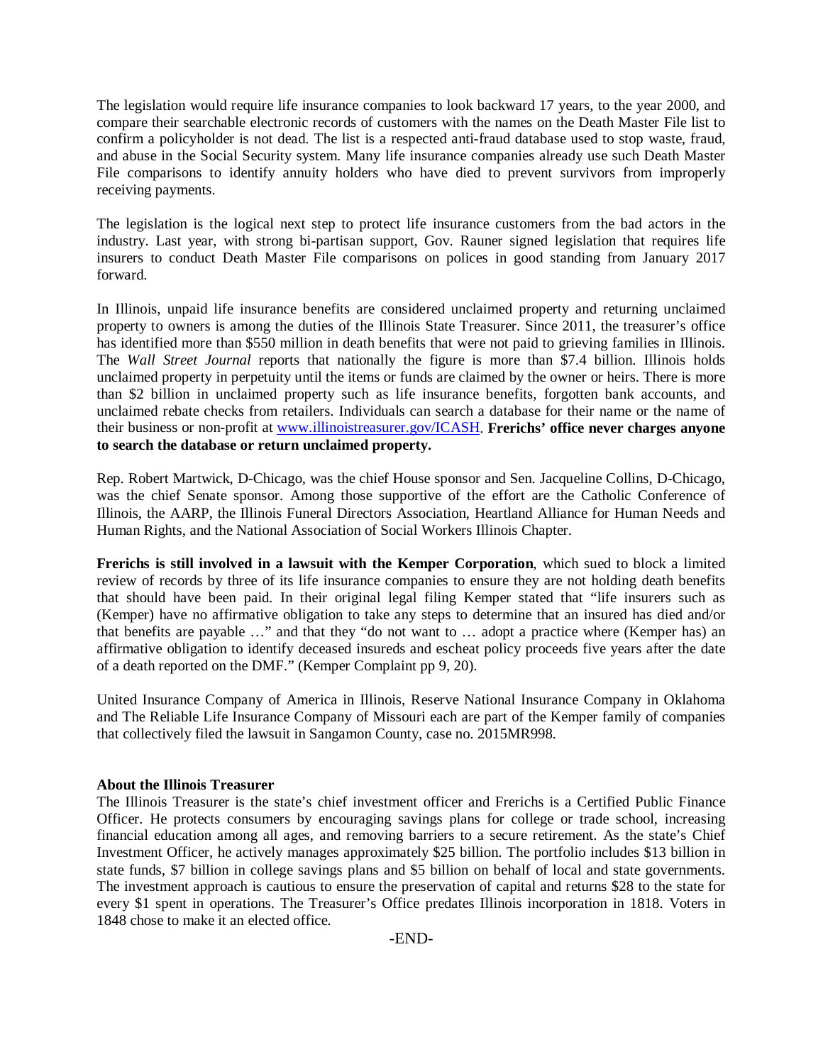The legislation would require life insurance companies to look backward 17 years, to the year 2000, and compare their searchable electronic records of customers with the names on the Death Master File list to confirm a policyholder is not dead. The list is a respected anti-fraud database used to stop waste, fraud, and abuse in the Social Security system. Many life insurance companies already use such Death Master File comparisons to identify annuity holders who have died to prevent survivors from improperly receiving payments.

The legislation is the logical next step to protect life insurance customers from the bad actors in the industry. Last year, with strong bi-partisan support, Gov. Rauner signed legislation that requires life insurers to conduct Death Master File comparisons on polices in good standing from January 2017 forward.

In Illinois, unpaid life insurance benefits are considered unclaimed property and returning unclaimed property to owners is among the duties of the Illinois State Treasurer. Since 2011, the treasurer's office has identified more than $550 million in death benefits that were not paid to grieving families in Illinois. The *Wall Street Journal* reports that nationally the figure is more than $7.4 billion. Illinois holds unclaimed property in perpetuity until the items or funds are claimed by the owner or heirs. There is more than $2 billion in unclaimed property such as life insurance benefits, forgotten bank accounts, and unclaimed rebate checks from retailers. Individuals can search a database for their name or the name of their business or non-profit at [www.illinoistreasurer.gov/ICASH](www.illinoistreasurer.gov/ICASH). **Frerichs' office never charges anyone to search the database or return unclaimed property.**

Rep. Robert Martwick, D-Chicago, was the chief House sponsor and Sen. Jacqueline Collins, D-Chicago, was the chief Senate sponsor. Among those supportive of the effort are the Catholic Conference of Illinois, the AARP, the Illinois Funeral Directors Association, Heartland Alliance for Human Needs and Human Rights, and the National Association of Social Workers Illinois Chapter.

**Frerichs is still involved in a lawsuit with the Kemper Corporation**, which sued to block a limited review of records by three of its life insurance companies to ensure they are not holding death benefits that should have been paid. In their original legal filing Kemper stated that "life insurers such as (Kemper) have no affirmative obligation to take any steps to determine that an insured has died and/or that benefits are payable …" and that they "do not want to … adopt a practice where (Kemper has) an affirmative obligation to identify deceased insureds and escheat policy proceeds five years after the date of a death reported on the DMF." (Kemper Complaint pp 9, 20).

United Insurance Company of America in Illinois, Reserve National Insurance Company in Oklahoma and The Reliable Life Insurance Company of Missouri each are part of the Kemper family of companies that collectively filed the lawsuit in Sangamon County, case no. 2015MR998.

**About the Illinois Treasurer**

The Illinois Treasurer is the state's chief investment officer and Frerichs is a Certified Public Finance Officer. He protects consumers by encouraging savings plans for college or trade school, increasing financial education among all ages, and removing barriers to a secure retirement. As the state's Chief Investment Officer, he actively manages approximately $25 billion. The portfolio includes $13 billion in state funds, $7 billion in college savings plans and $5 billion on behalf of local and state governments. The investment approach is cautious to ensure the preservation of capital and returns $28 to the state for every $1 spent in operations. The Treasurer's Office predates Illinois incorporation in 1818. Voters in 1848 chose to make it an elected office.

-END-